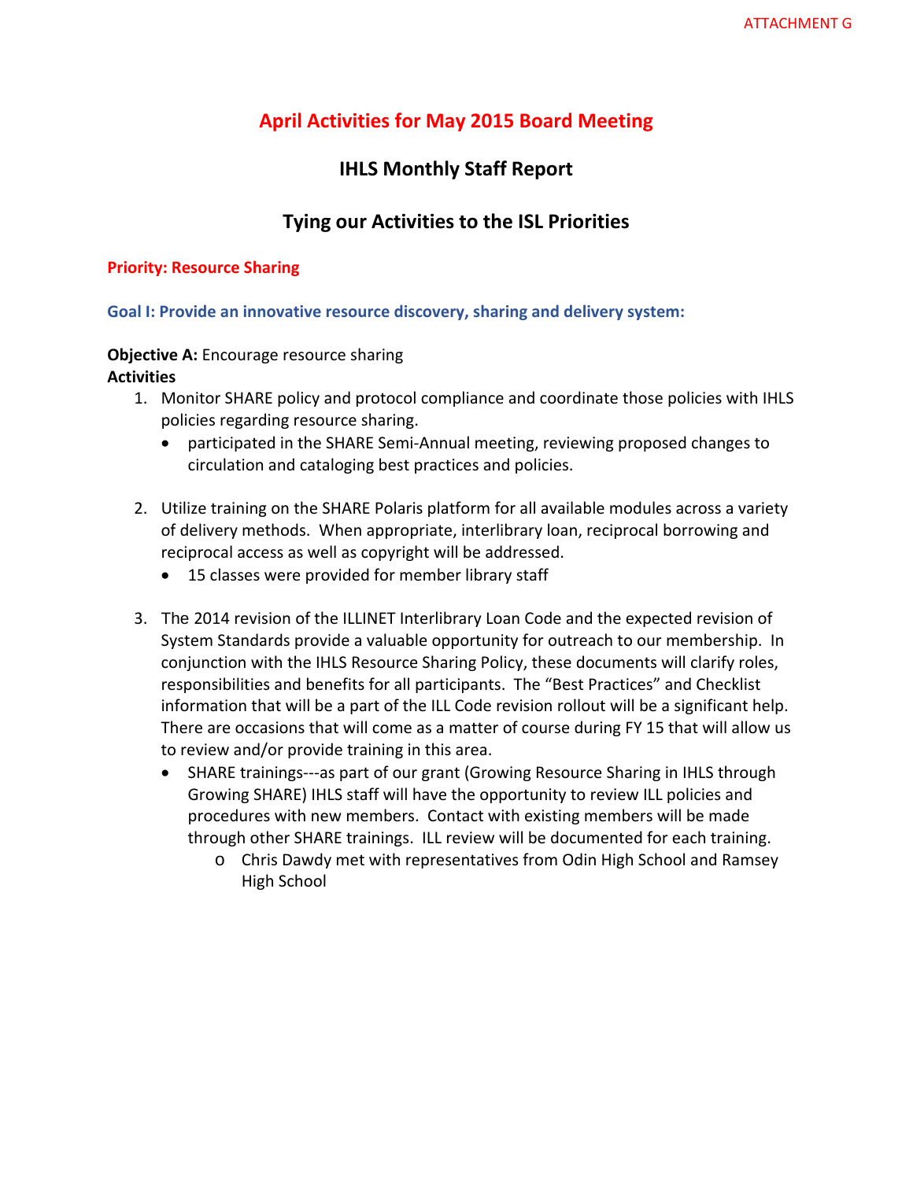ATTACHMENT G

# April Activities for May 2015 Board Meeting

## IHLS Monthly Staff Report

## Tying our Activities to the ISL Priorities

### Priority: Resource Sharing

#### Goal I: Provide an innovative resource discovery, sharing and delivery system:

**Objective A:** Encourage resource sharing

**Activities**

1. Monitor SHARE policy and protocol compliance and coordinate those policies with IHLS policies regarding resource sharing.
   - participated in the SHARE Semi-Annual meeting, reviewing proposed changes to circulation and cataloging best practices and policies.

2. Utilize training on the SHARE Polaris platform for all available modules across a variety of delivery methods. When appropriate, interlibrary loan, reciprocal borrowing and reciprocal access as well as copyright will be addressed.
   - 15 classes were provided for member library staff

3. The 2014 revision of the ILLINET Interlibrary Loan Code and the expected revision of System Standards provide a valuable opportunity for outreach to our membership. In conjunction with the IHLS Resource Sharing Policy, these documents will clarify roles, responsibilities and benefits for all participants. The "Best Practices" and Checklist information that will be a part of the ILL Code revision rollout will be a significant help. There are occasions that will come as a matter of course during FY 15 that will allow us to review and/or provide training in this area.
   - SHARE trainings---as part of our grant (Growing Resource Sharing in IHLS through Growing SHARE) IHLS staff will have the opportunity to review ILL policies and procedures with new members. Contact with existing members will be made through other SHARE trainings. ILL review will be documented for each training.
     - Chris Dawdy met with representatives from Odin High School and Ramsey High School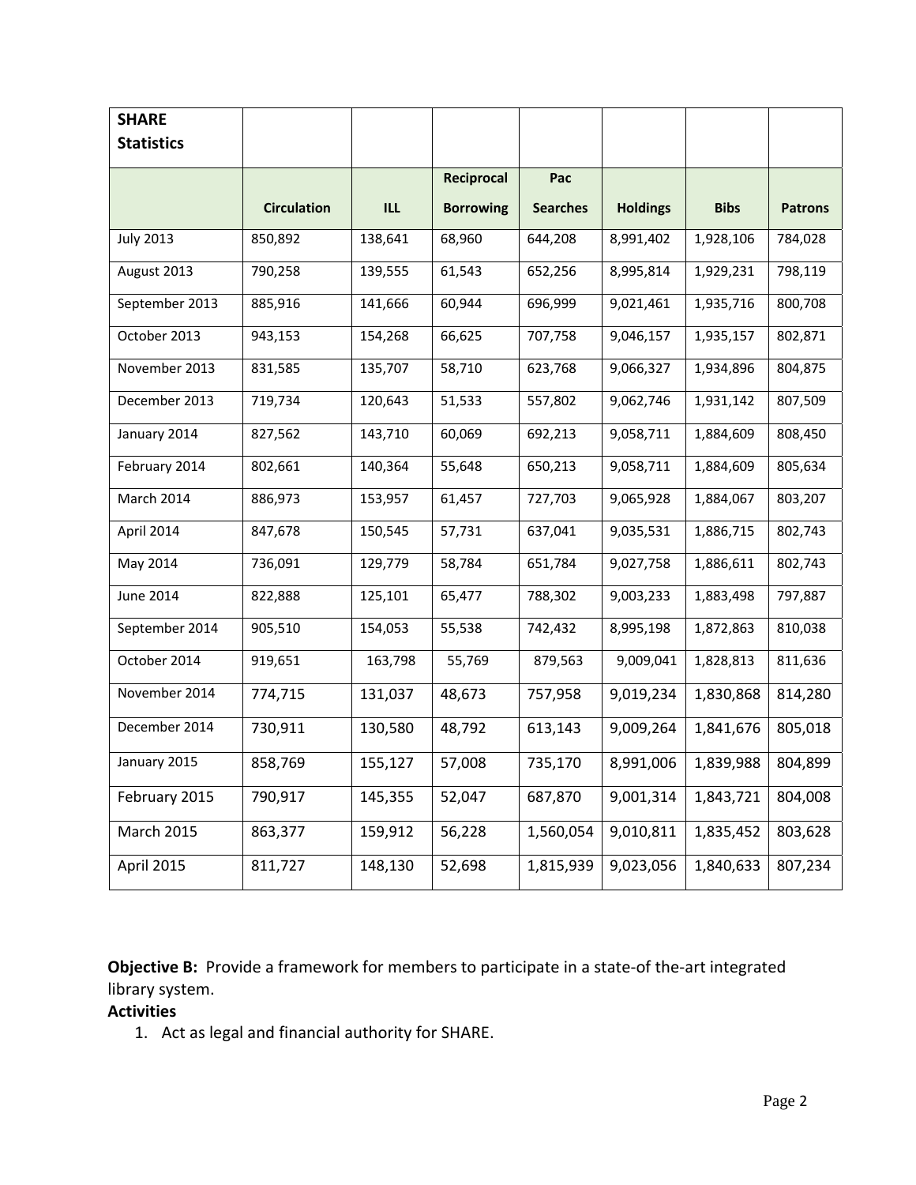| SHARE Statistics | | | | | | | |
|---|---|---|---|---|---|---|---|
| | Circulation | ILL | Reciprocal Borrowing | Pac Searches | Holdings | Bibs | Patrons |
| July 2013 | 850,892 | 138,641 | 68,960 | 644,208 | 8,991,402 | 1,928,106 | 784,028 |
| August 2013 | 790,258 | 139,555 | 61,543 | 652,256 | 8,995,814 | 1,929,231 | 798,119 |
| September 2013 | 885,916 | 141,666 | 60,944 | 696,999 | 9,021,461 | 1,935,716 | 800,708 |
| October 2013 | 943,153 | 154,268 | 66,625 | 707,758 | 9,046,157 | 1,935,157 | 802,871 |
| November 2013 | 831,585 | 135,707 | 58,710 | 623,768 | 9,066,327 | 1,934,896 | 804,875 |
| December 2013 | 719,734 | 120,643 | 51,533 | 557,802 | 9,062,746 | 1,931,142 | 807,509 |
| January 2014 | 827,562 | 143,710 | 60,069 | 692,213 | 9,058,711 | 1,884,609 | 808,450 |
| February 2014 | 802,661 | 140,364 | 55,648 | 650,213 | 9,058,711 | 1,884,609 | 805,634 |
| March 2014 | 886,973 | 153,957 | 61,457 | 727,703 | 9,065,928 | 1,884,067 | 803,207 |
| April 2014 | 847,678 | 150,545 | 57,731 | 637,041 | 9,035,531 | 1,886,715 | 802,743 |
| May 2014 | 736,091 | 129,779 | 58,784 | 651,784 | 9,027,758 | 1,886,611 | 802,743 |
| June 2014 | 822,888 | 125,101 | 65,477 | 788,302 | 9,003,233 | 1,883,498 | 797,887 |
| September 2014 | 905,510 | 154,053 | 55,538 | 742,432 | 8,995,198 | 1,872,863 | 810,038 |
| October 2014 | 919,651 | 163,798 | 55,769 | 879,563 | 9,009,041 | 1,828,813 | 811,636 |
| November 2014 | 774,715 | 131,037 | 48,673 | 757,958 | 9,019,234 | 1,830,868 | 814,280 |
| December 2014 | 730,911 | 130,580 | 48,792 | 613,143 | 9,009,264 | 1,841,676 | 805,018 |
| January 2015 | 858,769 | 155,127 | 57,008 | 735,170 | 8,991,006 | 1,839,988 | 804,899 |
| February 2015 | 790,917 | 145,355 | 52,047 | 687,870 | 9,001,314 | 1,843,721 | 804,008 |
| March 2015 | 863,377 | 159,912 | 56,228 | 1,560,054 | 9,010,811 | 1,835,452 | 803,628 |
| April 2015 | 811,727 | 148,130 | 52,698 | 1,815,939 | 9,023,056 | 1,840,633 | 807,234 |

**Objective B:** Provide a framework for members to participate in a state-of the-art integrated library system.

**Activities**

1. Act as legal and financial authority for SHARE.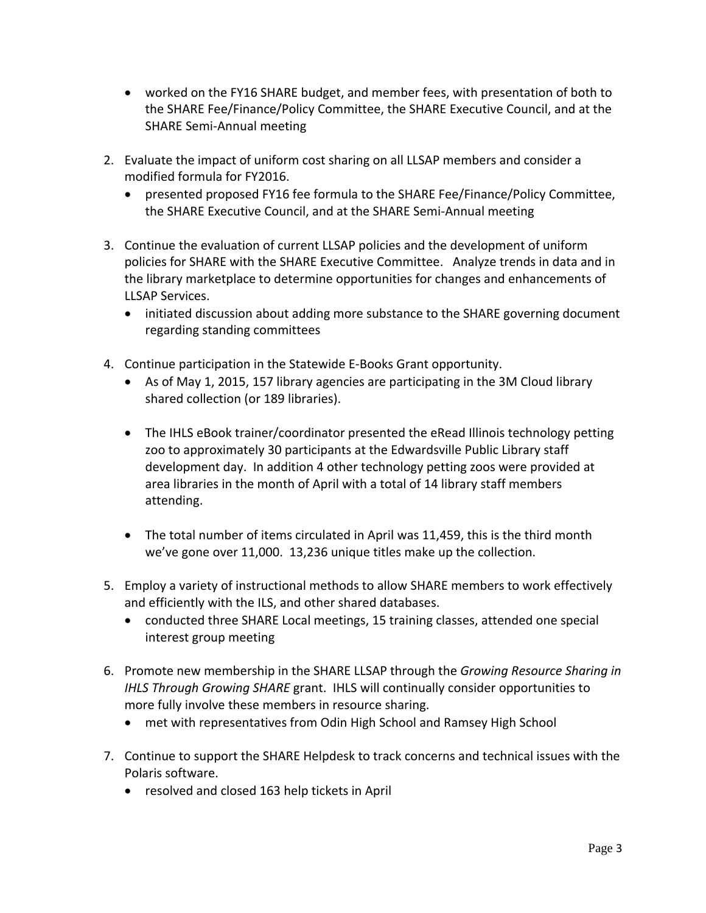- worked on the FY16 SHARE budget, and member fees, with presentation of both to the SHARE Fee/Finance/Policy Committee, the SHARE Executive Council, and at the SHARE Semi-Annual meeting

2. Evaluate the impact of uniform cost sharing on all LLSAP members and consider a modified formula for FY2016.
   - presented proposed FY16 fee formula to the SHARE Fee/Finance/Policy Committee, the SHARE Executive Council, and at the SHARE Semi-Annual meeting

3. Continue the evaluation of current LLSAP policies and the development of uniform policies for SHARE with the SHARE Executive Committee. Analyze trends in data and in the library marketplace to determine opportunities for changes and enhancements of LLSAP Services.
   - initiated discussion about adding more substance to the SHARE governing document regarding standing committees

4. Continue participation in the Statewide E-Books Grant opportunity.
   - As of May 1, 2015, 157 library agencies are participating in the 3M Cloud library shared collection (or 189 libraries).

   - The IHLS eBook trainer/coordinator presented the eRead Illinois technology petting zoo to approximately 30 participants at the Edwardsville Public Library staff development day. In addition 4 other technology petting zoos were provided at area libraries in the month of April with a total of 14 library staff members attending.

   - The total number of items circulated in April was 11,459, this is the third month we've gone over 11,000. 13,236 unique titles make up the collection.

5. Employ a variety of instructional methods to allow SHARE members to work effectively and efficiently with the ILS, and other shared databases.
   - conducted three SHARE Local meetings, 15 training classes, attended one special interest group meeting

6. Promote new membership in the SHARE LLSAP through the *Growing Resource Sharing in IHLS Through Growing SHARE* grant. IHLS will continually consider opportunities to more fully involve these members in resource sharing.
   - met with representatives from Odin High School and Ramsey High School

7. Continue to support the SHARE Helpdesk to track concerns and technical issues with the Polaris software.
   - resolved and closed 163 help tickets in April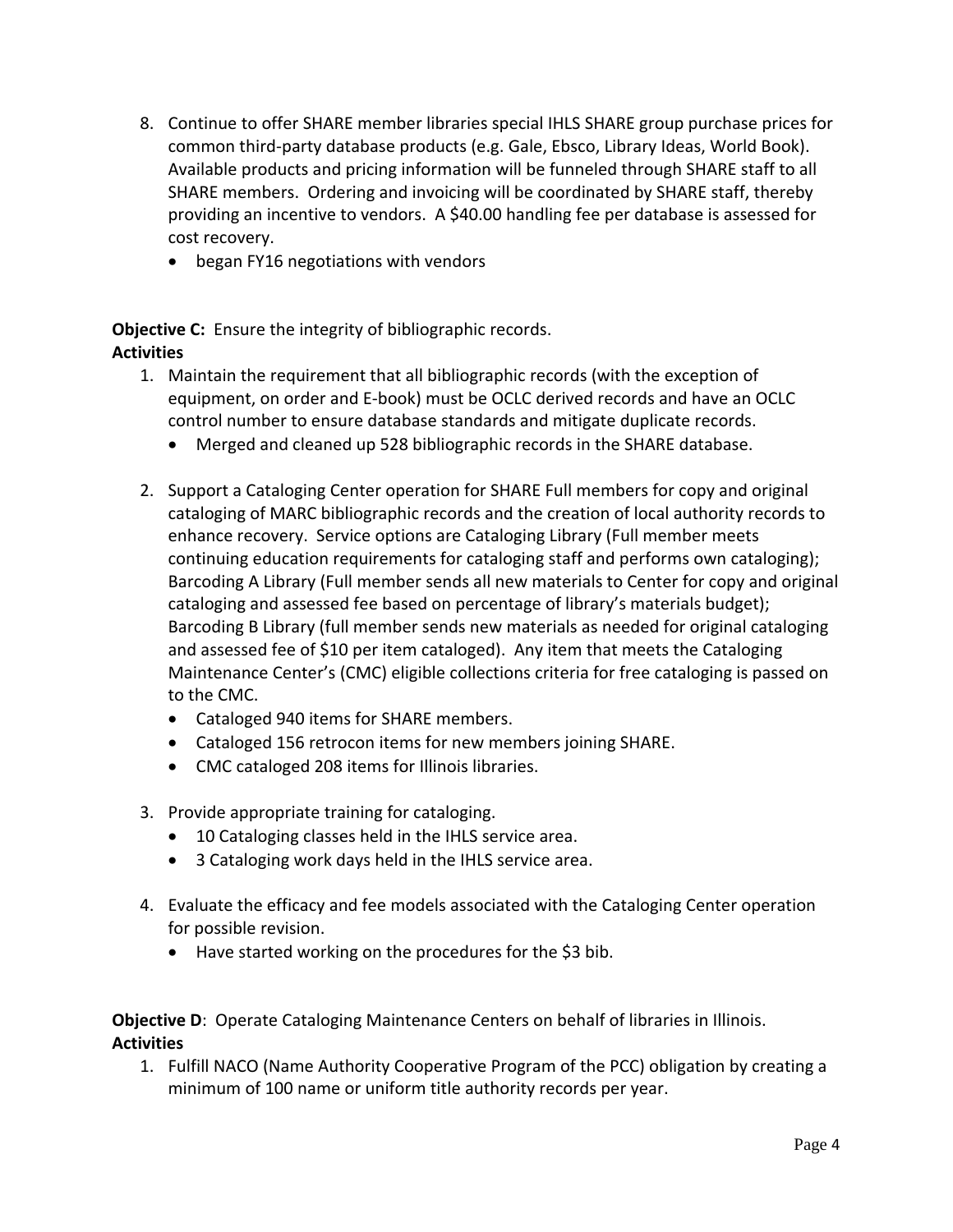8. Continue to offer SHARE member libraries special IHLS SHARE group purchase prices for common third-party database products (e.g. Gale, Ebsco, Library Ideas, World Book). Available products and pricing information will be funneled through SHARE staff to all SHARE members. Ordering and invoicing will be coordinated by SHARE staff, thereby providing an incentive to vendors. A $40.00 handling fee per database is assessed for cost recovery.
   - began FY16 negotiations with vendors

**Objective C:** Ensure the integrity of bibliographic records.
**Activities**

1. Maintain the requirement that all bibliographic records (with the exception of equipment, on order and E-book) must be OCLC derived records and have an OCLC control number to ensure database standards and mitigate duplicate records.
   - Merged and cleaned up 528 bibliographic records in the SHARE database.

2. Support a Cataloging Center operation for SHARE Full members for copy and original cataloging of MARC bibliographic records and the creation of local authority records to enhance recovery. Service options are Cataloging Library (Full member meets continuing education requirements for cataloging staff and performs own cataloging); Barcoding A Library (Full member sends all new materials to Center for copy and original cataloging and assessed fee based on percentage of library's materials budget); Barcoding B Library (full member sends new materials as needed for original cataloging and assessed fee of $10 per item cataloged). Any item that meets the Cataloging Maintenance Center's (CMC) eligible collections criteria for free cataloging is passed on to the CMC.
   - Cataloged 940 items for SHARE members.
   - Cataloged 156 retrocon items for new members joining SHARE.
   - CMC cataloged 208 items for Illinois libraries.

3. Provide appropriate training for cataloging.
   - 10 Cataloging classes held in the IHLS service area.
   - 3 Cataloging work days held in the IHLS service area.

4. Evaluate the efficacy and fee models associated with the Cataloging Center operation for possible revision.
   - Have started working on the procedures for the $3 bib.

**Objective D**: Operate Cataloging Maintenance Centers on behalf of libraries in Illinois.
**Activities**

1. Fulfill NACO (Name Authority Cooperative Program of the PCC) obligation by creating a minimum of 100 name or uniform title authority records per year.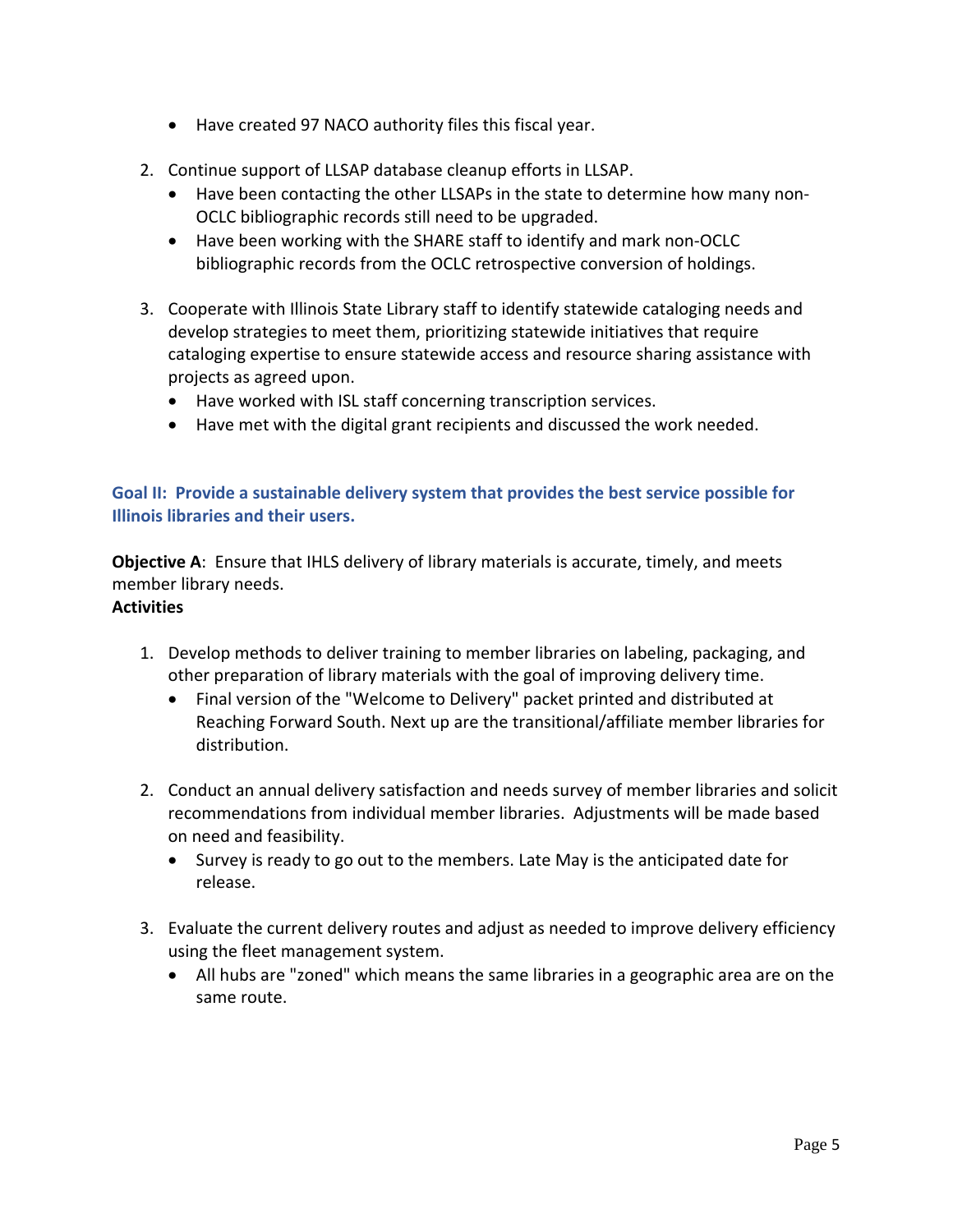- Have created 97 NACO authority files this fiscal year.

2. Continue support of LLSAP database cleanup efforts in LLSAP.
   - Have been contacting the other LLSAPs in the state to determine how many non-OCLC bibliographic records still need to be upgraded.
   - Have been working with the SHARE staff to identify and mark non-OCLC bibliographic records from the OCLC retrospective conversion of holdings.

3. Cooperate with Illinois State Library staff to identify statewide cataloging needs and develop strategies to meet them, prioritizing statewide initiatives that require cataloging expertise to ensure statewide access and resource sharing assistance with projects as agreed upon.
   - Have worked with ISL staff concerning transcription services.
   - Have met with the digital grant recipients and discussed the work needed.

## Goal II: Provide a sustainable delivery system that provides the best service possible for Illinois libraries and their users.

**Objective A**: Ensure that IHLS delivery of library materials is accurate, timely, and meets member library needs.

**Activities**

1. Develop methods to deliver training to member libraries on labeling, packaging, and other preparation of library materials with the goal of improving delivery time.
   - Final version of the "Welcome to Delivery" packet printed and distributed at Reaching Forward South. Next up are the transitional/affiliate member libraries for distribution.

2. Conduct an annual delivery satisfaction and needs survey of member libraries and solicit recommendations from individual member libraries. Adjustments will be made based on need and feasibility.
   - Survey is ready to go out to the members. Late May is the anticipated date for release.

3. Evaluate the current delivery routes and adjust as needed to improve delivery efficiency using the fleet management system.
   - All hubs are "zoned" which means the same libraries in a geographic area are on the same route.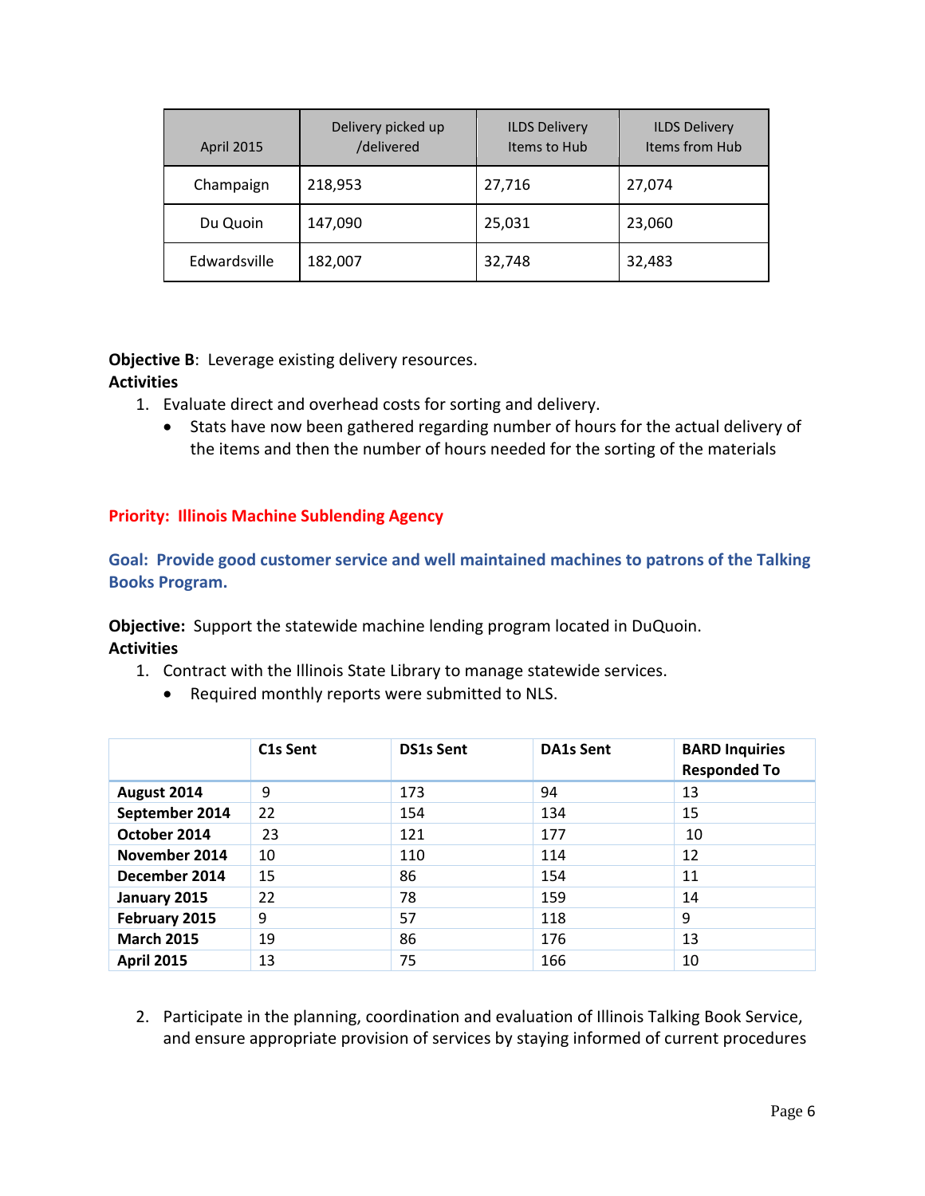| April 2015 | Delivery picked up /delivered | ILDS Delivery Items to Hub | ILDS Delivery Items from Hub |
|---|---|---|---|
| Champaign | 218,953 | 27,716 | 27,074 |
| Du Quoin | 147,090 | 25,031 | 23,060 |
| Edwardsville | 182,007 | 32,748 | 32,483 |

**Objective B**: Leverage existing delivery resources.

**Activities**

1. Evaluate direct and overhead costs for sorting and delivery.
   - Stats have now been gathered regarding number of hours for the actual delivery of the items and then the number of hours needed for the sorting of the materials

**Priority: Illinois Machine Sublending Agency**

**Goal: Provide good customer service and well maintained machines to patrons of the Talking Books Program.**

**Objective:** Support the statewide machine lending program located in DuQuoin.

**Activities**

1. Contract with the Illinois State Library to manage statewide services.
   - Required monthly reports were submitted to NLS.

| | C1s Sent | DS1s Sent | DA1s Sent | BARD Inquiries Responded To |
|---|---|---|---|---|
| **August 2014** | 9 | 173 | 94 | 13 |
| **September 2014** | 22 | 154 | 134 | 15 |
| **October 2014** | 23 | 121 | 177 | 10 |
| **November 2014** | 10 | 110 | 114 | 12 |
| **December 2014** | 15 | 86 | 154 | 11 |
| **January 2015** | 22 | 78 | 159 | 14 |
| **February 2015** | 9 | 57 | 118 | 9 |
| **March 2015** | 19 | 86 | 176 | 13 |
| **April 2015** | 13 | 75 | 166 | 10 |

2. Participate in the planning, coordination and evaluation of Illinois Talking Book Service, and ensure appropriate provision of services by staying informed of current procedures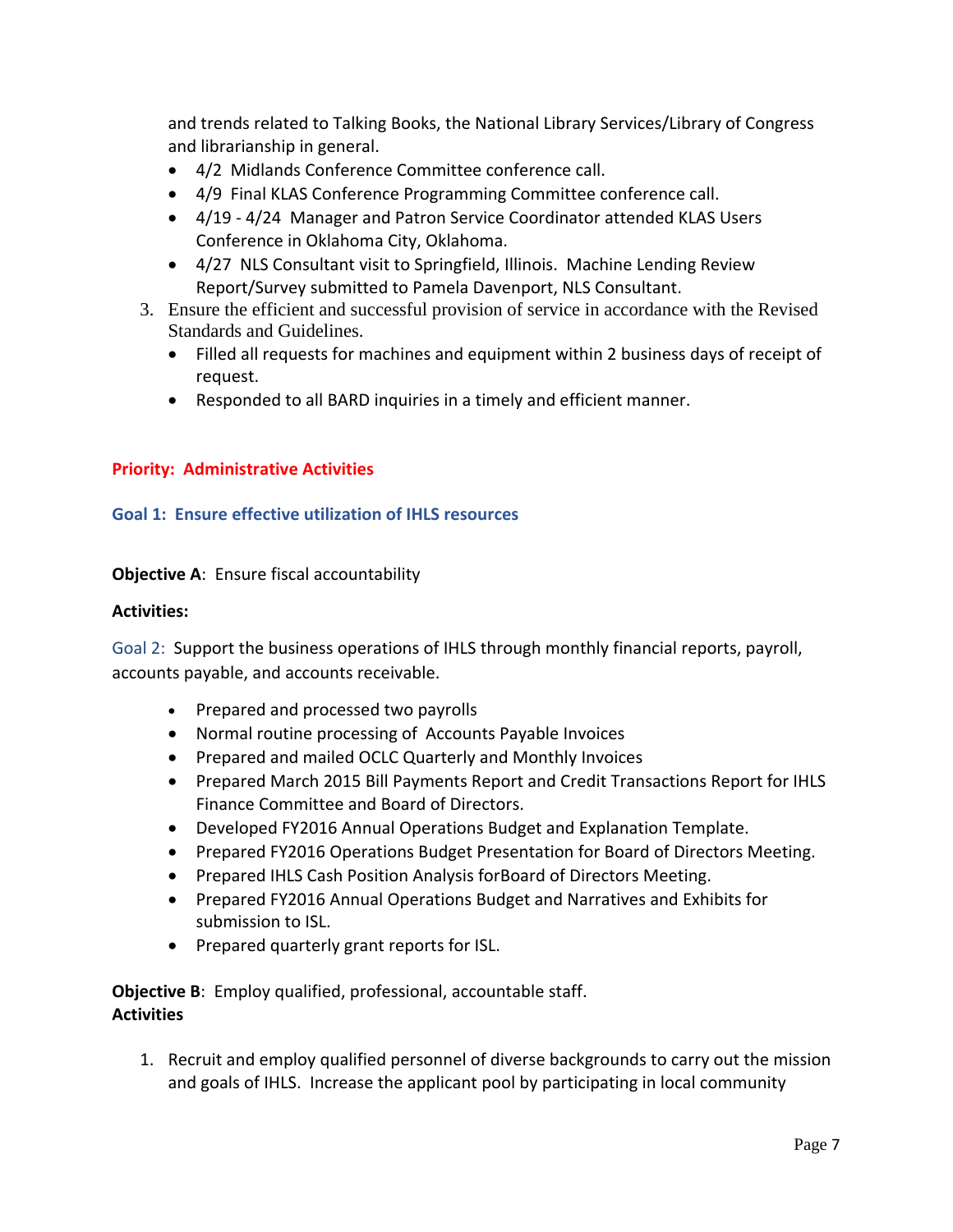and trends related to Talking Books, the National Library Services/Library of Congress and librarianship in general.

- 4/2 Midlands Conference Committee conference call.
- 4/9 Final KLAS Conference Programming Committee conference call.
- 4/19 - 4/24 Manager and Patron Service Coordinator attended KLAS Users Conference in Oklahoma City, Oklahoma.
- 4/27 NLS Consultant visit to Springfield, Illinois. Machine Lending Review Report/Survey submitted to Pamela Davenport, NLS Consultant.

3. Ensure the efficient and successful provision of service in accordance with the Revised Standards and Guidelines.
   - Filled all requests for machines and equipment within 2 business days of receipt of request.
   - Responded to all BARD inquiries in a timely and efficient manner.

## Priority: Administrative Activities

### Goal 1: Ensure effective utilization of IHLS resources

**Objective A**: Ensure fiscal accountability

**Activities:**

Goal 2: Support the business operations of IHLS through monthly financial reports, payroll, accounts payable, and accounts receivable.

- Prepared and processed two payrolls
- Normal routine processing of Accounts Payable Invoices
- Prepared and mailed OCLC Quarterly and Monthly Invoices
- Prepared March 2015 Bill Payments Report and Credit Transactions Report for IHLS Finance Committee and Board of Directors.
- Developed FY2016 Annual Operations Budget and Explanation Template.
- Prepared FY2016 Operations Budget Presentation for Board of Directors Meeting.
- Prepared IHLS Cash Position Analysis forBoard of Directors Meeting.
- Prepared FY2016 Annual Operations Budget and Narratives and Exhibits for submission to ISL.
- Prepared quarterly grant reports for ISL.

**Objective B**: Employ qualified, professional, accountable staff.
**Activities**

1. Recruit and employ qualified personnel of diverse backgrounds to carry out the mission and goals of IHLS. Increase the applicant pool by participating in local community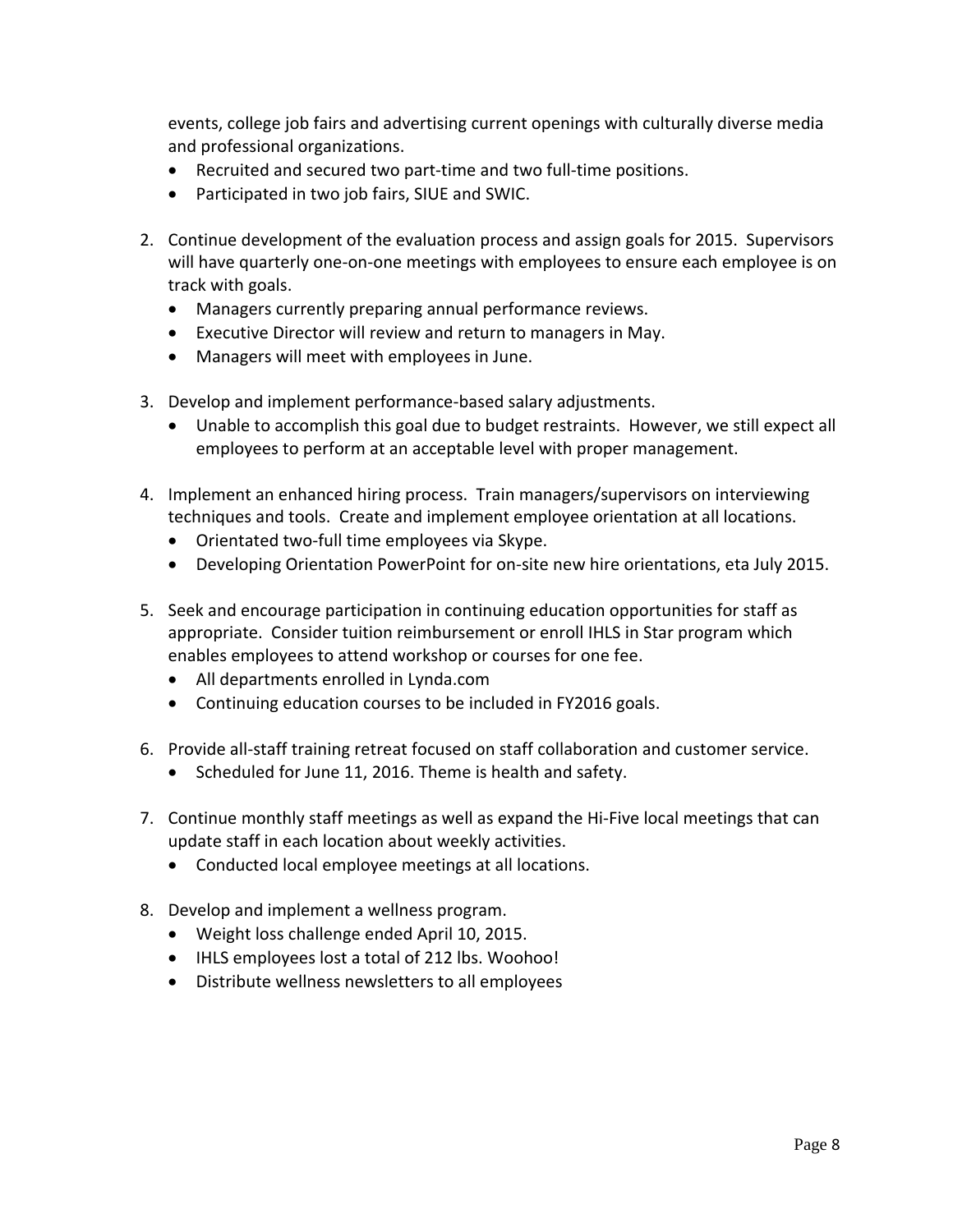events, college job fairs and advertising current openings with culturally diverse media and professional organizations.

- Recruited and secured two part-time and two full-time positions.
- Participated in two job fairs, SIUE and SWIC.

2. Continue development of the evaluation process and assign goals for 2015. Supervisors will have quarterly one-on-one meetings with employees to ensure each employee is on track with goals.
   - Managers currently preparing annual performance reviews.
   - Executive Director will review and return to managers in May.
   - Managers will meet with employees in June.

3. Develop and implement performance-based salary adjustments.
   - Unable to accomplish this goal due to budget restraints. However, we still expect all employees to perform at an acceptable level with proper management.

4. Implement an enhanced hiring process. Train managers/supervisors on interviewing techniques and tools. Create and implement employee orientation at all locations.
   - Orientated two-full time employees via Skype.
   - Developing Orientation PowerPoint for on-site new hire orientations, eta July 2015.

5. Seek and encourage participation in continuing education opportunities for staff as appropriate. Consider tuition reimbursement or enroll IHLS in Star program which enables employees to attend workshop or courses for one fee.
   - All departments enrolled in Lynda.com
   - Continuing education courses to be included in FY2016 goals.

6. Provide all-staff training retreat focused on staff collaboration and customer service.
   - Scheduled for June 11, 2016. Theme is health and safety.

7. Continue monthly staff meetings as well as expand the Hi-Five local meetings that can update staff in each location about weekly activities.
   - Conducted local employee meetings at all locations.

8. Develop and implement a wellness program.
   - Weight loss challenge ended April 10, 2015.
   - IHLS employees lost a total of 212 lbs. Woohoo!
   - Distribute wellness newsletters to all employees